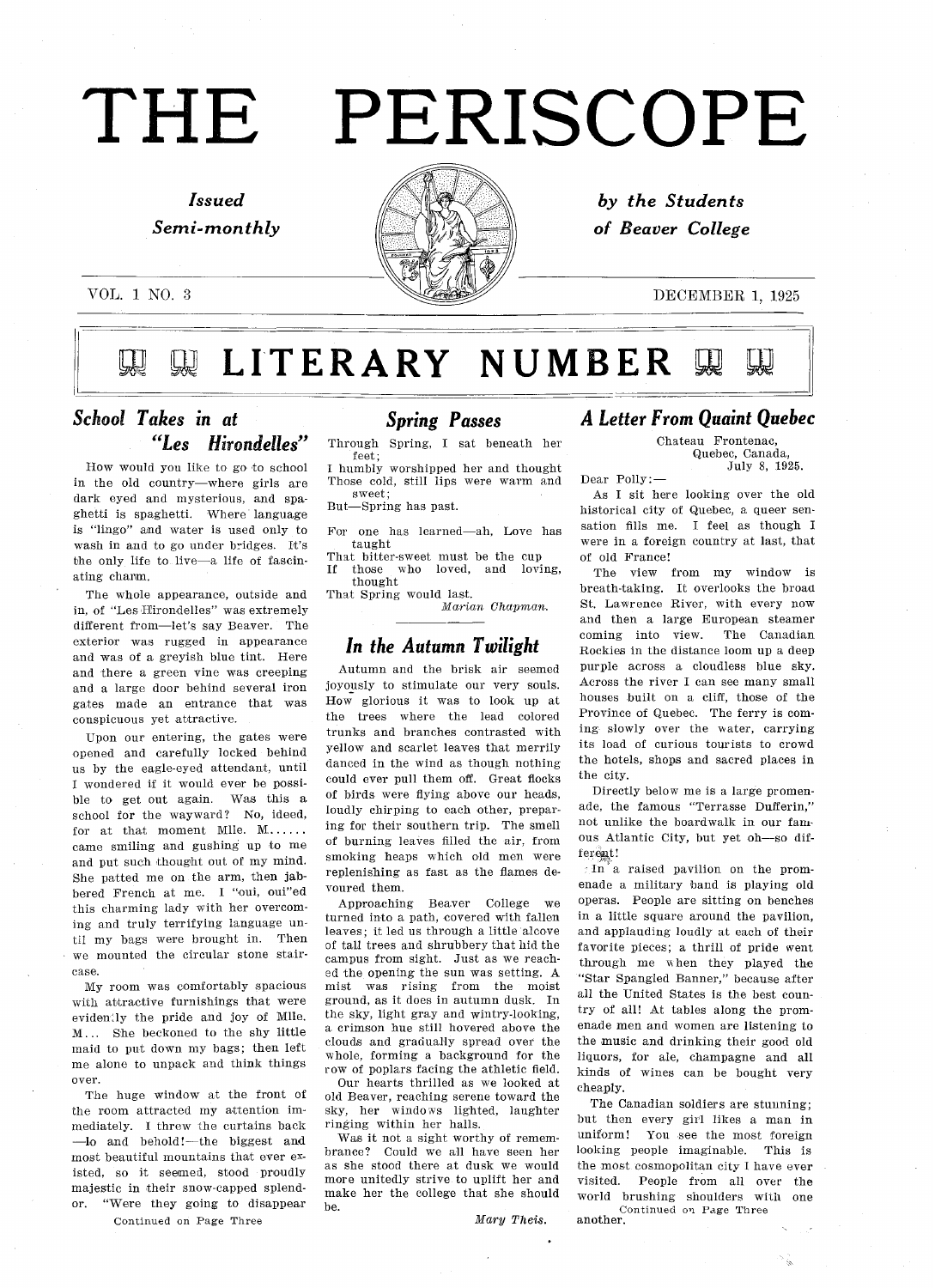# THE PERISCOPE

*Issued Semi-monthly* — *by the Students of Beaver College*

VOL. 1 NO. 3 — DECEMBER 1, 1925

## LITERARY NUMBER

## *School Takes in at "Les Hirondelles"*

How would you like to go to school in the old country—where girls are dark eyed and mysterious, and spaghetti is spaghetti. Where language is "lingo" and water is used only to wash in and to go under bridges. It's the only life to live—a life of fascinating charm.

The whole appearance, outside and in, of "Les Hirondelles" was extremely different from—let's say Beaver. The exterior was rugged in appearance and was of a greyish blue tint. Here and there a green vine was creeping and a large door behind several iron gates made an entrance that was conspicuous yet attractive.

Upon our entering, the gates were opened and carefully locked behind us by the eagle-eyed attendant, until I wondered if it would ever be possible to get out again. Was this a school for the wayward? No, ideed, for at that moment Mlle. M...... came smiling and gushing up to me and put such thought out of my mind. She patted me on the arm, then jabbered French at me. I "oui, oui"ed this charming lady with her overcoming and truly terrifying language until my bags were brought in. Then we mounted the circular stone staircase.

My room was comfortably spacious with attractive furnishings that were evidently the pride and joy of Mlle. M... She beckoned to the shy little maid to put down my bags; then left me alone to unpack and think things over.

The huge window at the front of the room attracted my attention immediately. I threw the curtains back—lo and behold!—the biggest and most beautiful mountains that ever existed, so it seemed, stood proudly majestic in their snow-capped splendor. "Were they going to disappear

Continued on Page Three

## *Spring Passes*

Through Spring, I sat beneath her feet;
I humbly worshipped her and thought
Those cold, still lips were warm and sweet;
But—Spring has past.

For one has learned—ah, Love has taught
That bitter-sweet must be the cup
If those who loved, and loving, thought
That Spring would last.

*Marian Chapman.*

## *In the Autumn Twilight*

Autumn and the brisk air seemed joyously to stimulate our very souls. How glorious it was to look up at the trees where the lead colored trunks and branches contrasted with yellow and scarlet leaves that merrily danced in the wind as though nothing could ever pull them off. Great flocks of birds were flying above our heads, loudly chirping to each other, preparing for their southern trip. The smell of burning leaves filled the air, from smoking heaps which old men were replenishing as fast as the flames devoured them.

Approaching Beaver College we turned into a path, covered with fallen leaves; it led us through a little alcove of tall trees and shrubbery that hid the campus from sight. Just as we reached the opening the sun was setting. A mist was rising from the moist ground, as it does in autumn dusk. In the sky, light gray and wintry-looking, a crimson hue still hovered above the clouds and gradually spread over the whole, forming a background for the row of poplars facing the athletic field.

Our hearts thrilled as we looked at old Beaver, reaching serene toward the sky, her windows lighted, laughter ringing within her halls.

Was it not a sight worthy of remembrance? Could we all have seen her as she stood there at dusk we would more unitedly strive to uplift her and make her the college that she should be.

*Mary Theis.*

## *A Letter From Quaint Quebec*

Chateau Frontenac,
Quebec, Canada,
July 8, 1925.

Dear Polly:—

As I sit here looking over the old historical city of Quebec, a queer sensation fills me. I feel as though I were in a foreign country at last, that of old France!

The view from my window is breath-taking. It overlooks the broad St. Lawrence River, with every now and then a large European steamer coming into view. The Canadian Rockies in the distance loom up a deep purple across a cloudless blue sky. Across the river I can see many small houses built on a cliff, those of the Province of Quebec. The ferry is coming slowly over the water, carrying its load of curious tourists to crowd the hotels, shops and sacred places in the city.

Directly below me is a large promenade, the famous "Terrasse Dufferin," not unlike the boardwalk in our famous Atlantic City, but yet oh—so different!

In a raised pavilion on the promenade a military band is playing old operas. People are sitting on benches in a little square around the pavilion, and applauding loudly at each of their favorite pieces; a thrill of pride went through me when they played the "Star Spangled Banner," because after all the United States is the best country of all! At tables along the promenade men and women are listening to the music and drinking their good old liquors, for ale, champagne and all kinds of wines can be bought very cheaply.

The Canadian soldiers are stunning; but then every girl likes a man in uniform! You see the most foreign looking people imaginable. This is the most cosmopolitan city I have ever visited. People from all over the world brushing shoulders with one another.

Continued on Page Three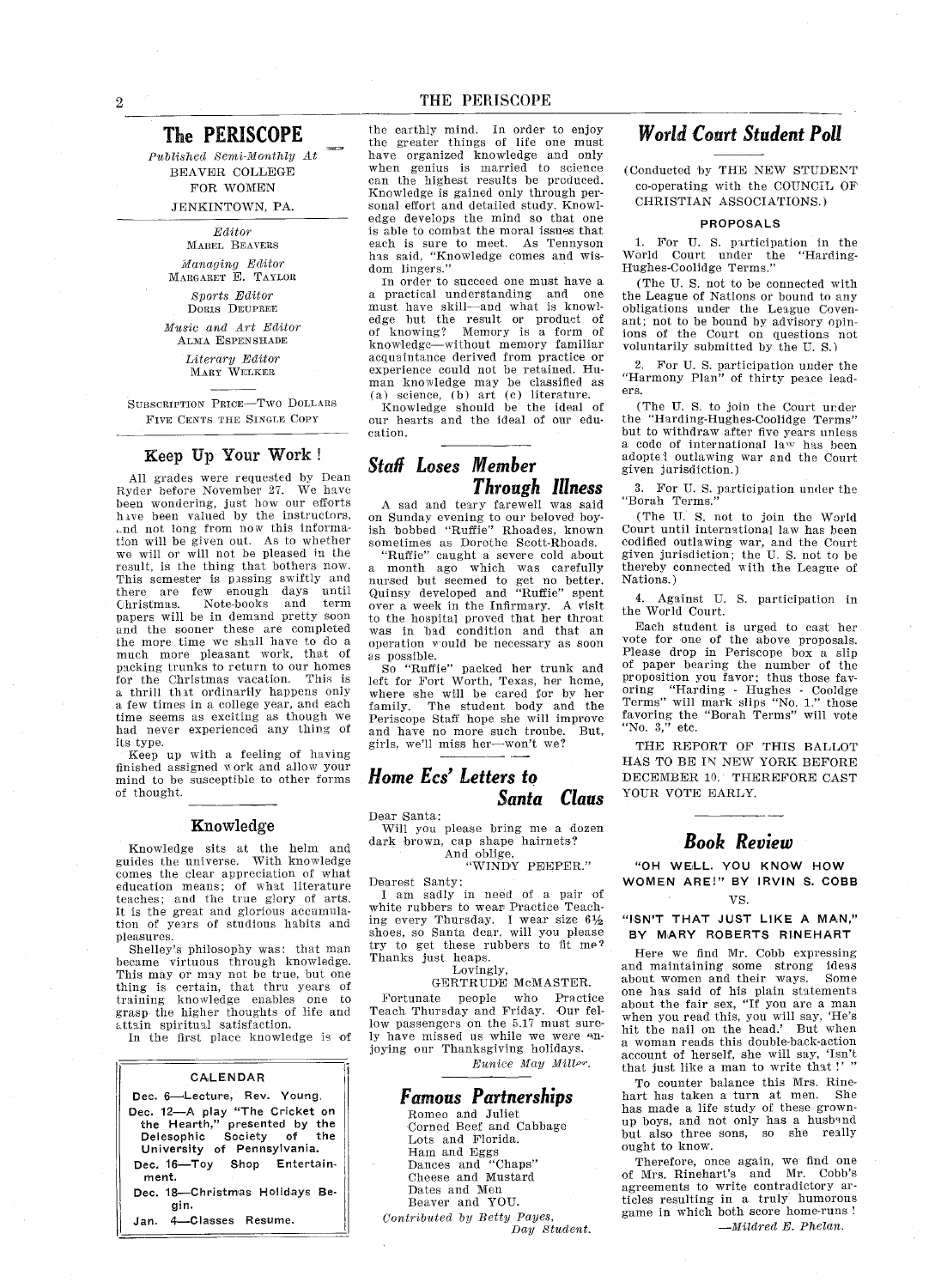# The PERISCOPE

*Published Semi-Monthly At*
BEAVER COLLEGE
FOR WOMEN
JENKINTOWN, PA.

*Editor*
MABEL BEAVERS

*Managing Editor*
MARGARET E. TAYLOR

*Sports Editor*
DORIS DEUPREE

*Music and Art Editor*
ALMA ESPENSHADE

*Literary Editor*
MARY WELKER

SUBSCRIPTION PRICE—TWO DOLLARS
FIVE CENTS THE SINGLE COPY

## Keep Up Your Work!

All grades were requested by Dean Ryder before November 27. We have been wondering, just how our efforts have been valued by the instructors, and not long from now this information will be given out. As to whether we will or will not be pleased in the result, is the thing that bothers now. This semester is passing swiftly and there are few enough days until Christmas. Note-books and term papers will be in demand pretty soon and the sooner these are completed the more time we shall have to do a much more pleasant work, that of packing trunks to return to our homes for the Christmas vacation. This is a thrill that ordinarily happens only a few times in a college year, and each time seems as exciting as though we had never experienced any thing of its type.

Keep up with a feeling of having finished assigned work and allow your mind to be susceptible to other forms of thought.

## Knowledge

Knowledge sits at the helm and guides the universe. With knowledge comes the clear appreciation of what education means; of what literature teaches; and the true glory of arts. It is the great and glorious accumulation of years of studious habits and pleasures.

Shelley's philosophy was: that man became virtuous through knowledge. This may or may not be true, but one thing is certain, that thru years of training knowledge enables one to grasp the higher thoughts of life and attain spiritual satisfaction.

In the first place knowledge is of the earthly mind. In order to enjoy the greater things of life one must have organized knowledge and only when genius is married to science can the highest results be produced. Knowledge is gained only through personal effort and detailed study. Knowledge develops the mind so that one is able to combat the moral issues that each is sure to meet. As Tennyson has said, "Knowledge comes and wisdom lingers."

In order to succeed one must have a a practical understanding and one must have skill—and what is knowledge but the result or product of of knowing? Memory is a form of knowledge—without memory familiar acquaintance derived from practice or experience could not be retained. Human knowledge may be classified as (a) science, (b) art (c) literature.

Knowledge should be the ideal of our hearts and the ideal of our education.

**CALENDAR**

- Dec. 6—Lecture, Rev. Young.
- Dec. 12—A play "The Cricket on the Hearth," presented by the Delesophic Society of the University of Pennsylvania.
- Dec. 16—Toy Shop Entertainment.
- Dec. 18—Christmas Holidays Begin.
- Jan. 4—Classes Resume.

## *Staff Loses Member Through Illness*

A sad and teary farewell was said on Sunday evening to our beloved boyish bobbed "Ruffie" Rhoades, known sometimes as Dorothe Scott-Rhoads.

"Ruffie" caught a severe cold about a month ago which was carefully nursed but seemed to get no better. Quinsy developed and "Ruffie" spent over a week in the Infirmary. A visit to the hospital proved that her throat was in bad condition and that an operation would be necessary as soon as possible.

So "Ruffie" packed her trunk and left for Fort Worth, Texas, her home, where she will be cared for by her family. The student body and the Periscope Staff hope she will improve and have no more such troube. But, girls, we'll miss her—won't we?

## *Home Ecs' Letters to Santa Claus*

Dear Santa:

Will you please bring me a dozen dark brown, cap shape hairnets?

And oblige,

"WINDY PEEPER."

Dearest Santy:

I am sadly in need of a pair of white rubbers to wear Practice Teaching every Thursday. I wear size 6½ shoes, so Santa dear, will you please try to get these rubbers to fit me? Thanks just heaps.

Lovingly,

GERTRUDE McMASTER.

Fortunate people who Practice Teach Thursday and Friday. Our fellow passengers on the 5.17 must surely have missed us while we were enjoying our Thanksgiving holidays.

*Eunice May Miller.*

## *Famous Partnerships*

Romeo and Juliet
Corned Beef and Cabbage
Lots and Florida.
Ham and Eggs
Dances and "Chaps"
Cheese and Mustard
Dates and Men
Beaver and YOU.

*Contributed by Betty Payes, Day Student.*

## *World Court Student Poll*

(Conducted by THE NEW STUDENT co-operating with the COUNCIL OF CHRISTIAN ASSOCIATIONS.)

**PROPOSALS**

1. For U. S. participation in the World Court under the "Harding-Hughes-Coolidge Terms."

(The U. S. not to be connected with the League of Nations or bound to any obligations under the League Covenant; not to be bound by advisory opinions of the Court on questions not voluntarily submitted by the U. S.)

2. For U. S. participation under the "Harmony Plan" of thirty peace leaders.

(The U. S. to join the Court under the "Harding-Hughes-Coolidge Terms" but to withdraw after five years unless a code of international law has been adopted outlawing war and the Court given jurisdiction.)

3. For U. S. participation under the "Borah Terms."

(The U. S. not to join the World Court until international law has been codified outlawing war, and the Court given jurisdiction; the U. S. not to be thereby connected with the League of Nations.)

4. Against U. S. participation in the World Court.

Each student is urged to cast her vote for one of the above proposals. Please drop in Periscope box a slip of paper bearing the number of the proposition you favor; thus those favoring "Harding - Hughes - Cooldge Terms" will mark slips "No. 1." those favoring the "Borah Terms" will vote "No. 3," etc.

THE REPORT OF THIS BALLOT HAS TO BE IN NEW YORK BEFORE DECEMBER 10. THEREFORE CAST YOUR VOTE EARLY.

## *Book Review*

**"OH WELL. YOU KNOW HOW WOMEN ARE!" BY IRVIN S. COBB**

VS.

**"ISN'T THAT JUST LIKE A MAN," BY MARY ROBERTS RINEHART**

Here we find Mr. Cobb expressing and maintaining some strong ideas about women and their ways. Some one has said of his plain statements about the fair sex, "If you are a man when you read this, you will say, 'He's hit the nail on the head.' But when a woman reads this double-back-action account of herself, she will say, 'Isn't that just like a man to write that!' "

To counter balance this Mrs. Rinehart has taken a turn at men. She has made a life study of these grown-up boys, and not only has a husband but also three sons, so she really ought to know.

Therefore, once again, we find one of Mrs. Rinehart's and Mr. Cobb's agreements to write contradictory articles resulting in a truly humorous game in which both score home-runs!

—*Mildred E. Phelan.*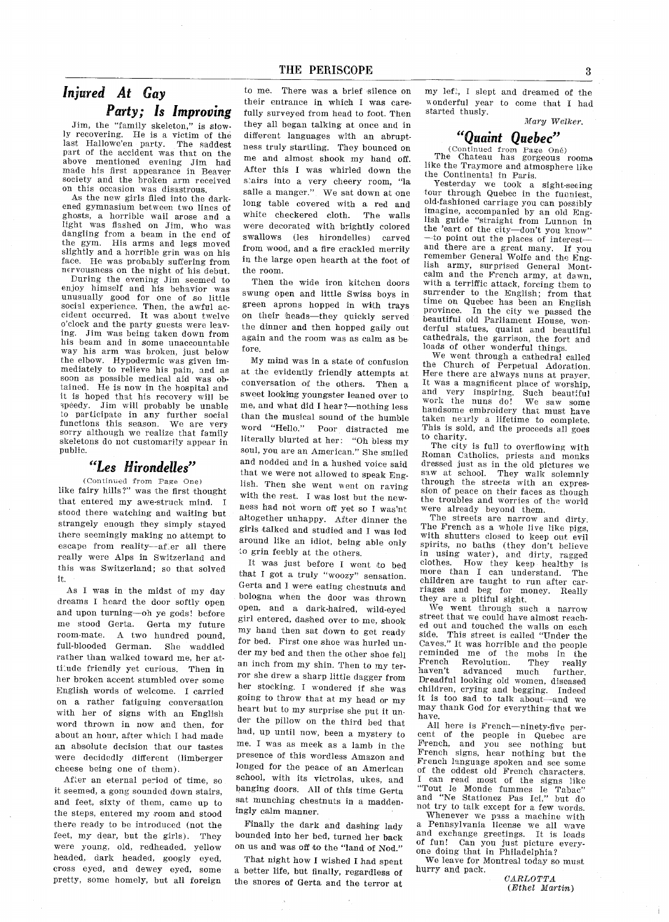## *Injured At Gay Party; Is Improving*

Jim, the "family skeleton," is slowly recovering. He is a victim of the last Hallowe'en party. The saddest part of the accident was that on the above mentioned evening Jim had made his first appearance in Beaver society and the broken arm received on this occasion was disastrous.

As the new girls filed into the darkened gymnasium between two lines of ghosts, a horrible wail arose and a light was flashed on Jim, who was dangling from a beam in the end of the gym. His arms and legs moved slightly and a horrible grin was on his face. He was probably suffering from nervousness on the night of his debut.

During the evening Jim seemed to enjoy himself and his behavior was unusually good for one of so little social experience. Then, the awful accident occurred. It was about twelve o'clock and the party guests were leaving. Jim was being taken down from his beam and in some unaccountable way his arm was broken, just below the elbow. Hypodermic was given immediately to relieve his pain, and as soon as possible medical aid was obtained. He is now in the hospital and it is hoped that his recovery will be speedy. Jim will probably be unable to participate in any further social functions this season. We are very sorry although we realize that family skeletons do not customarily appear in public.

## *"Les Hirondelles"*

(Continued from Page One)

like fairy hills?" was the first thought that entered my awe-struck mind. I stood there watching and waiting but strangely enough they simply stayed there seemingly making no attempt to escape from reality—after all there really were Alps in Switzerland and this was Switzerland; so that solved it.

As I was in the midst of my day dreams I heard the door softly open and upon turning—oh ye gods! before me stood Gerta. Gerta my future room-mate. A two hundred pound, full-blooded German. She waddled rather than walked toward me, her attitude friendly yet curious. Then in her broken accent stumbled over some English words of welcome. I carried on a rather fatiguing conversation with her of signs with an English word thrown in now and then, for about an hour, after which I had made an absolute decision that our tastes were decidedly different (limberger cheese being one of them).

After an eternal period of time, so it seemed, a gong sounded down stairs, and feet, sixty of them, came up to the steps, entered my room and stood there ready to be introduced (not the feet, my dear, but the girls). They were young, old, redheaded, yellow headed, dark headed, googly eyed, cross eyed, and dewey eyed, some pretty, some homely, but all foreign to me. There was a brief silence on their entrance in which I was carefully surveyed from head to foot. Then they all began talking at once and in different languages with an abruptness truly startling. They bounced on me and almost shook my hand off. After this I was whirled down the stairs into a very cheery room, "la salle a manger." We sat down at one long table covered with a red and white checkered cloth. The walls were decorated with brightly colored swallows (les hirondelles) carved from wood, and a fire crackled merrily in the large open hearth at the foot of the room.

Then the wide iron kitchen doors swung open and little Swiss boys in green aprons hopped in with trays on their heads—they quickly served the dinner and then hopped gaily out again and the room was as calm as before.

My mind was in a state of confusion at the evidently friendly attempts at conversation of the others. Then a sweet looking youngster leaned over to me, and what did I hear?—nothing less than the musical sound of the humble word "Hello." Poor distracted me literally blurted at her: "Oh bless my soul, you are an American." She smiled and nodded and in a hushed voice said that we were not allowed to speak English. Then she went on raving with the rest. I was lost but the newness had not worn off yet so I was'nt altogether unhappy. After dinner the girls talked and studied and I was led around like an idiot, being able only to grin feebly at the others.

It was just before I went to bed that I got a truly "woozy" sensation. Gerta and I were eating chestnuts and bologna when the door was thrown open, and a dark-haired, wild-eyed girl entered, dashed over to me, shook my hand then sat down to get ready for bed. First one shoe was hurled under my bed and then the other shoe fell an inch from my shin. Then to my terror she drew a sharp little dagger from her stocking. I wondered if she was going to throw that at my head or my heart but to my surprise she put it under the pillow on the third bed that had, up until now, been a mystery to me. I was as meek as a lamb in the presence of this wordless Amazon and longed for the peace of an American school, with its victrolas, ukes, and banging doors. All of this time Gerta sat munching chestnuts in a maddeningly calm manner.

Finally the dark and dashing lady bounded into her bed, turned her back on us and was off to the "land of Nod."

That night how I wished I had spent a better life, but finally, regardless of the snores of Gerta and the terror at my left, I slept and dreamed of the wonderful year to come that I had started thusly.

*Mary Welker.*

## *"Quaint Quebec"*

(Continued from Page One)

The Chateau has gorgeous rooms like the Traymore and atmosphere like the Continental in Paris.

Yesterday we took a sight-seeing tour through Quebec in the funniest, old-fashioned carriage you can possibly imagine, accompanied by an old English guide "straight from Lunnon in the 'eart of the city—don't you know"—to point out the places of interest—and there are a great many. If you remember General Wolfe and the English army, surprised General Montcalm and the French army, at dawn, with a terriffic attack, forcing them to surrender to the English; from that time on Quebec has been an English province. In the city we passed the beautiful old Parliament House, wonderful statues, quaint and beautiful cathedrals, the garrison, the fort and loads of other wonderful things.

We went through a cathedral called the Church of Perpetual Adoration. Here there are always nuns at prayer. It was a magnificent place of worship, and very inspiring. Such beautiful work the nuns do! We saw some handsome embroidery that must have taken nearly a lifetime to complete. This is sold, and the proceeds all goes to charity.

The city is full to overflowing with Roman Catholics, priests and monks dressed just as in the old pictures we saw at school. They walk solemnly through the streets with an expression of peace on their faces as though the troubles and worries of the world were already beyond them.

The streets are narrow and dirty. The French as a whole live like pigs, with shutters closed to keep out evil spirits, no baths (they don't believe in using water), and dirty, ragged clothes. How they keep healthy is more than I can understand. The children are taught to run after carriages and beg for money. Really they are a pitiful sight.

We went through such a narrow street that we could have almost reached out and touched the walls on each side. This street is called "Under the Caves." It was horrible and the people reminded me of the mobs in the French Revolution. They really haven't advanced much further. Dreadful looking old women, diseased children, crying and begging. Indeed it is too sad to talk about—and we may thank God for everything that we have.

All here is French—ninety-five per cent of the people in Quebec are French, and you see nothing but French signs, hear nothing but the French language spoken and see some of the oddest old French characters. I can read most of the signs like "Tout le Monde fummes le Tabac" and "Ne Stationez Pas Ici," but do not try to talk except for a few words.

Whenever we pass a machine with a Pennsylvania license we all wave and exchange greetings. It is loads of fun! Can you just picture everyone doing that in Philadelphia?

We leave for Montreal today so must hurry and pack.

*CARLOTTA*
*(Ethel Martin)*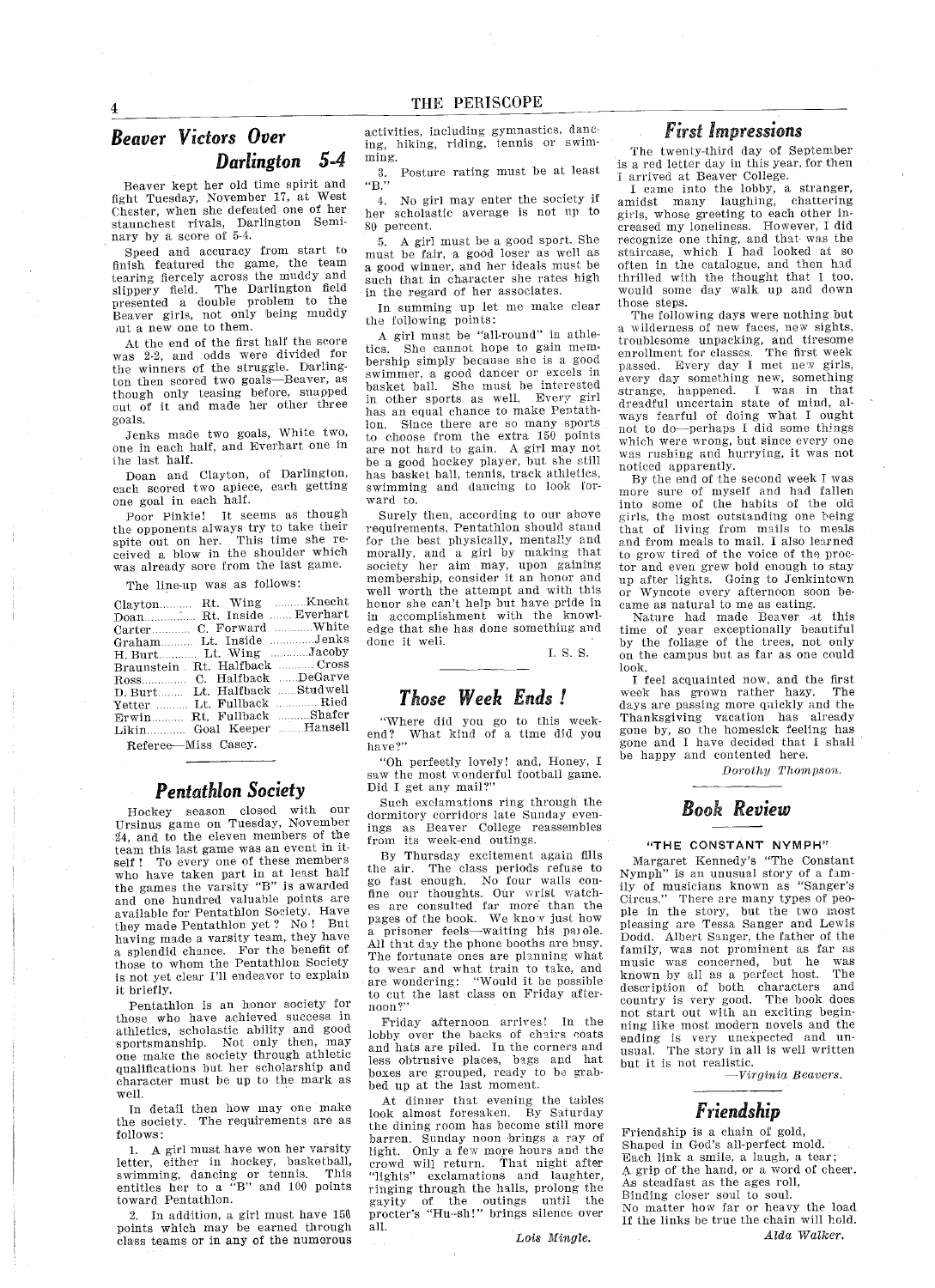## Beaver Victors Over Darlington 5-4

Beaver kept her old time spirit and fight Tuesday, November 17, at West Chester, when she defeated one of her staunchest rivals, Darlington Seminary by a score of 5-4.

Speed and accuracy from start to finish featured the game, the team tearing fiercely across the muddy and slippery field. The Darlington field presented a double problem to the Beaver girls, not only being muddy but a new one to them.

At the end of the first half the score was 2-2, and odds were divided for the winners of the struggle. Darlington then scored two goals—Beaver, as though only teasing before, snapped out of it and made her other three goals.

Jenks made two goals, White two, one in each half, and Everhart one in the last half.

Doan and Clayton, of Darlington, each scored two apiece, each getting one goal in each half.

Poor Pinkie! It seems as though the opponents always try to take their spite out on her. This time she received a blow in the shoulder which was already sore from the last game.

The line-up was as follows:

| | | |
|---|---|---|
| Clayton | Rt. Wing | Knecht |
| Doan | Rt. Inside | Everhart |
| Carter | C. Forward | White |
| Graham | Lt. Inside | Jenks |
| H. Burt | Lt. Wing | Jacoby |
| Braunstein | Rt. Halfback | Cross |
| Ross | C. Halfback | DeGarve |
| D. Burt | Lt. Halfback | Studwell |
| Yetter | Lt. Fullback | Ried |
| Erwin | Rt. Fullback | Shafer |
| Likin | Goal Keeper | Hansell |

Referee—Miss Casey.

## Pentathlon Society

Hockey season closed with our Ursinus game on Tuesday, November 24, and to the eleven members of the team this last game was an event in itself! To every one of these members who have taken part in at least half the games the varsity "B" is awarded and one hundred valuable points are available for Pentathlon Society. Have they made Pentathlon yet? No! But having made a varsity team, they have a splendid chance. For the benefit of those to whom the Pentathlon Society is not yet clear I'll endeavor to explain it briefly.

Pentathlon is an honor society for those who have achieved success in athletics, scholastic ability and good sportsmanship. Not only then, may one make the society through athletic qualifications but her scholarship and character must be up to the mark as well.

In detail then how may one make the society. The requirements are as follows:

1. A girl must have won her varsity letter, either in hockey, basketball, swimming, dancing or tennis. This entitles her to a "B" and 100 points toward Pentathlon.

2. In addition, a girl must have 150 points which may be earned through class teams or in any of the numerous activities, including gymnastics, dancing, hiking, riding, tennis or swimming.

3. Posture rating must be at least "B."

4. No girl may enter the society if her scholastic average is not up to 80 percent.

5. A girl must be a good sport. She must be fair, a good loser as well as a good winner, and her ideals must be such that in character she rates high in the regard of her associates.

In summing up let me make clear the following points:

A girl must be "all-round" in athletics. She cannot hope to gain membership simply because she is a good swimmer, a good dancer or excels in basket ball. She must be interested in other sports as well. Every girl has an equal chance to make Pentathlon. Since there are so many sports to choose from the extra 150 points are not hard to gain. A girl may not be a good hockey player, but she still has basket ball, tennis, track athletics, swimming and dancing to look forward to.

Surely then, according to our above requirements, Pentathlon should stand for the best physically, mentally and morally, and a girl by making that society her aim may, upon gaining membership, consider it an honor and well worth the attempt and with this honor she can't help but have pride in in accomplishment with the knowledge that she has done something and done it well.

I. S. S.

## Those Week Ends!

"Where did you go to this week-end? What kind of a time did you have?"

"Oh perfectly lovely! and, Honey, I saw the most wonderful football game. Did I get any mail?"

Such exclamations ring through the dormitory corridors late Sunday evenings as Beaver College reassembles from its week-end outings.

By Thursday excitement again fills the air. The class periods refuse to go fast enough. No four walls confine our thoughts. Our wrist watches are consulted far more than the pages of the book. We know just how a prisoner feels—waiting his parole. All that day the phone booths are busy. The fortunate ones are planning what to wear and what train to take, and are wondering: "Would it be possible to cut the last class on Friday afternoon?"

Friday afternoon arrives! In the lobby over the backs of chairs coats and hats are piled. In the corners and less obtrusive places, bags and hat boxes are grouped, ready to be grabbed up at the last moment.

At dinner that evening the tables look almost foresaken. By Saturday the dining room has become still more barren. Sunday noon brings a ray of light. Only a few more hours and the crowd will return. That night after "lights" exclamations and laughter, ringing through the halls, prolong the gayity of the outings until the procter's "Hu-sh!" brings silence over all.

*Lois Mingle.*

## First Impressions

The twenty-third day of September is a red letter day in this year, for then I arrived at Beaver College.

I came into the lobby, a stranger, amidst many laughing, chattering girls, whose greeting to each other increased my loneliness. However, I did recognize one thing, and that was the staircase, which I had looked at so often in the catalogue, and then had thrilled with the thought that I too, would some day walk up and down those steps.

The following days were nothing but a wilderness of new faces, new sights, troublesome unpacking, and tiresome enrollment for classes. The first week passed. Every day I met new girls, every day something new, something strange, happened. I was in that dreadful uncertain state of mind, always fearful of doing what I ought not to do—perhaps I did some things which were wrong, but since every one was rushing and hurrying, it was not noticed apparently.

By the end of the second week I was more sure of myself and had fallen into some of the habits of the old girls, the most outstanding one being that of living from mails to meals and from meals to mail. I also learned to grow tired of the voice of the proctor and even grew bold enough to stay up after lights. Going to Jenkintown or Wyncote every afternoon soon became as natural to me as eating.

Nature had made Beaver at this time of year exceptionally beautiful by the foliage of the trees, not only on the campus but as far as one could look.

I feel acquainted now, and the first week has grown rather hazy. The days are passing more quickly and the Thanksgiving vacation has already gone by, so the homesick feeling has gone and I have decided that I shall be happy and contented here.

*Dorothy Thompson.*

## Book Review

### "THE CONSTANT NYMPH"

Margaret Kennedy's "The Constant Nymph" is an unusual story of a family of musicians known as "Sanger's Circus." There are many types of people in the story, but the two most pleasing are Tessa Sanger and Lewis Dodd. Albert Sanger, the father of the family, was not prominent as far as music was concerned, but he was known by all as a perfect host. The description of both characters and country is very good. The book does not start out with an exciting beginning like most modern novels and the ending is very unexpected and unusual. The story in all is well written but it is not realistic.

—*Virginia Beavers.*

## Friendship

Friendship is a chain of gold,
Shaped in God's all-perfect mold.
Each link a smile, a laugh, a tear;
A grip of the hand, or a word of cheer.
As steadfast as the ages roll,
Binding closer soul to soul.
No matter how far or heavy the load
If the links be true the chain will hold.

*Alda Walker.*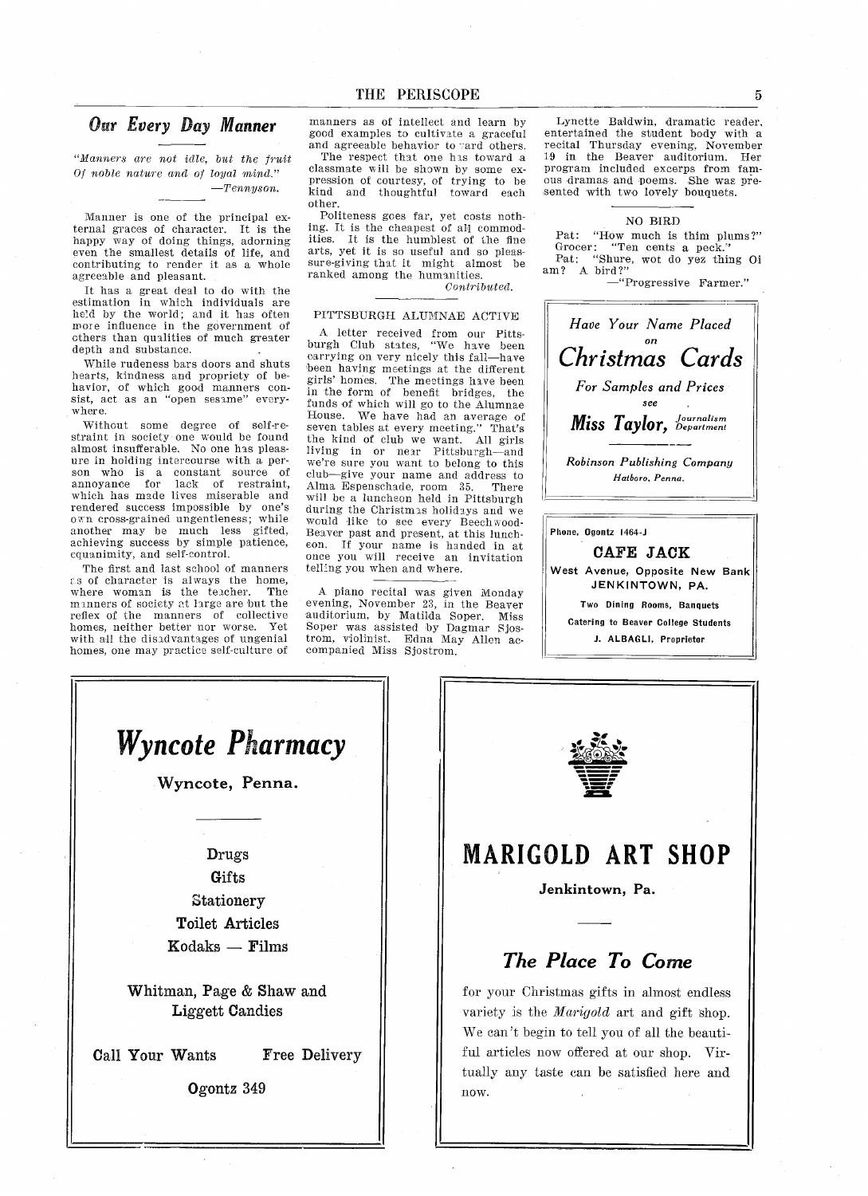## *Our Every Day Manner*

*"Manners are not idle, but the fruit*
*Of noble nature and of loyal mind."*
—*Tennyson.*

Manner is one of the principal external graces of character. It is the happy way of doing things, adorning even the smallest details of life, and contributing to render it as a whole agreeable and pleasant.

It has a great deal to do with the estimation in which individuals are held by the world; and it has often more influence in the government of others than qualities of much greater depth and substance.

While rudeness bars doors and shuts hearts, kindness and propriety of behavior, of which good manners consist, act as an "open sesame" everywhere.

Without some degree of self-restraint in society one would be found almost insufferable. No one has pleasure in holding intercourse with a person who is a constant source of annoyance for lack of restraint, which has made lives miserable and rendered success impossible by one's own cross-grained ungentleness; while another may be much less gifted, achieving success by simple patience, equanimity, and self-control.

The first and last school of manners as of character is always the home, where woman is the teacher. The manners of society at large are but the reflex of the manners of collective homes, neither better nor worse. Yet with all the disadvantages of ungenial homes, one may practice self-culture of manners as of intellect and learn by good examples to cultivate a graceful and agreeable behavior toward others.

The respect that one has toward a classmate will be shown by some expression of courtesy, of trying to be kind and thoughtful toward each other.

Politeness goes far, yet costs nothing. It is the cheapest of all commodities. It is the humblest of the fine arts, yet it is so useful and so pleasure-giving that it might almost be ranked among the humanities.

*Contributed.*

### PITTSBURGH ALUMNAE ACTIVE

A letter received from our Pittsburgh Club states, "We have been carrying on very nicely this fall—have been having meetings at the different girls' homes. The meetings have been in the form of benefit bridges, the funds of which will go to the Alumnae House. We have had an average of seven tables at every meeting." That's the kind of club we want. All girls living in or near Pittsburgh—and we're sure you want to belong to this club—give your name and address to Alma Espenschade, room 35. There will be a luncheon held in Pittsburgh during the Christmas holidays and we would like to see every Beechwood-Beaver past and present, at this luncheon. If your name is handed in at once you will receive an invitation telling you when and where.

A piano recital was given Monday evening, November 23, in the Beaver auditorium, by Matilda Soper. Miss Soper was assisted by Dagmar Sjostrom, violinist. Edna May Allen accompanied Miss Sjostrom.

Lynette Baldwin, dramatic reader, entertained the student body with a recital Thursday evening, November 19 in the Beaver auditorium. Her program included excerps from famous dramas and poems. She was presented with two lovely bouquets.

### NO BIRD

Pat: "How much is thim plums?"
Grocer: "Ten cents a peck."
Pat: "Shure, wot do yez thing Oi am? A bird?"
—"Progressive Farmer."

---

*Have Your Name Placed on*

## *Christmas Cards*

*For Samples and Prices see*

***Miss Taylor,*** *Journalism Department*

*Robinson Publishing Company*
*Hatboro, Penna.*

---

Phone, Ogontz 1464-J

**CAFE JACK**

**West Avenue, Opposite New Bank**
**JENKINTOWN, PA.**

Two Dining Rooms, Banquets
Catering to Beaver College Students
J. ALBAGLI, Proprietor

---

## *Wyncote Pharmacy*

**Wyncote, Penna.**

Drugs
Gifts
Stationery
Toilet Articles
Kodaks — Films

Whitman, Page & Shaw and Liggett Candies

Call Your Wants — Free Delivery

Ogontz 349

---

## MARIGOLD ART SHOP

**Jenkintown, Pa.**

### *The Place To Come*

for your Christmas gifts in almost endless variety is the *Marigold* art and gift shop. We can't begin to tell you of all the beautiful articles now offered at our shop. Virtually any taste can be satisfied here and now.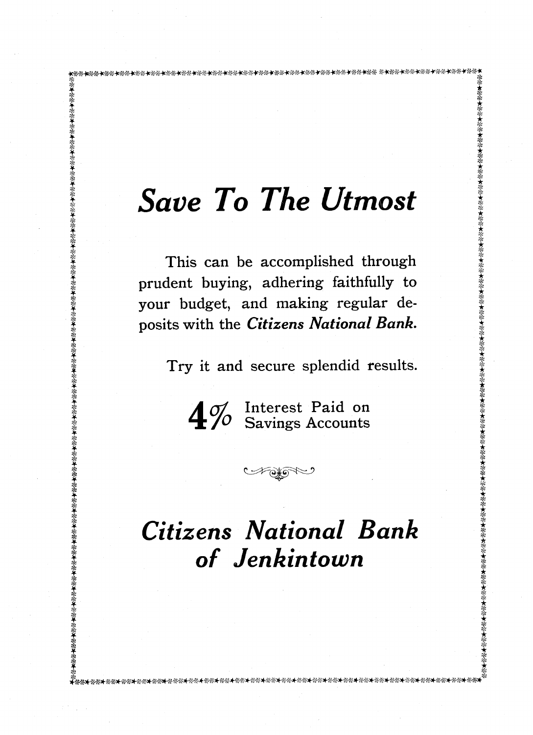# *Save To The Utmost*

This can be accomplished through prudent buying, adhering faithfully to your budget, and making regular deposits with the ***Citizens National Bank.***

Try it and secure splendid results.

**4%** Interest Paid on Savings Accounts

## *Citizens National Bank of Jenkintown*